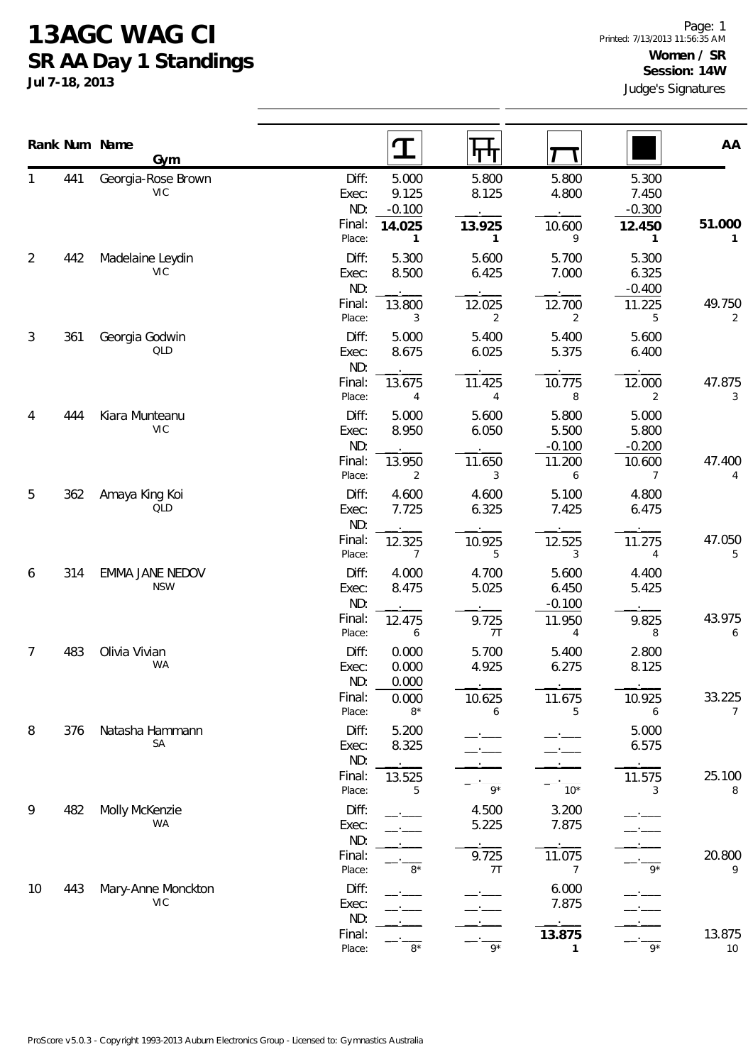# 13AGC WAG CI

## SR AA Day 1 Standings

**Jul 7-18, 2013**

Page: 1
Printed: 7/13/2013 11:56:35 AM

**Women / SR**
**Session: 14W**
Judge's Signatures

| Rank | Num | Name / Gym | | Vault | Uneven Bars | Beam | Floor | AA |
|---|---|---|---|---|---|---|---|---|
| 1 | 441 | Georgia-Rose Brown | Diff: | 5.000 | 5.800 | 5.800 | 5.300 | |
| | | VIC | Exec: | 9.125 | 8.125 | 4.800 | 7.450 | |
| | | | ND: | -0.100 | . | . | -0.300 | |
| | | | Final: | **14.025** | **13.925** | 10.600 | **12.450** | **51.000** |
| | | | Place: | **1** | **1** | 9 | **1** | **1** |
| 2 | 442 | Madelaine Leydin | Diff: | 5.300 | 5.600 | 5.700 | 5.300 | |
| | | VIC | Exec: | 8.500 | 6.425 | 7.000 | 6.325 | |
| | | | ND: | . | . | . | -0.400 | |
| | | | Final: | 13.800 | 12.025 | 12.700 | 11.225 | 49.750 |
| | | | Place: | 3 | 2 | 2 | 5 | 2 |
| 3 | 361 | Georgia Godwin | Diff: | 5.000 | 5.400 | 5.400 | 5.600 | |
| | | QLD | Exec: | 8.675 | 6.025 | 5.375 | 6.400 | |
| | | | ND: | . | . | . | . | |
| | | | Final: | 13.675 | 11.425 | 10.775 | 12.000 | 47.875 |
| | | | Place: | 4 | 4 | 8 | 2 | 3 |
| 4 | 444 | Kiara Munteanu | Diff: | 5.000 | 5.600 | 5.800 | 5.000 | |
| | | VIC | Exec: | 8.950 | 6.050 | 5.500 | 5.800 | |
| | | | ND: | . | . | -0.100 | -0.200 | |
| | | | Final: | 13.950 | 11.650 | 11.200 | 10.600 | 47.400 |
| | | | Place: | 2 | 3 | 6 | 7 | 4 |
| 5 | 362 | Amaya King Koi | Diff: | 4.600 | 4.600 | 5.100 | 4.800 | |
| | | QLD | Exec: | 7.725 | 6.325 | 7.425 | 6.475 | |
| | | | ND: | . | . | . | . | |
| | | | Final: | 12.325 | 10.925 | 12.525 | 11.275 | 47.050 |
| | | | Place: | 7 | 5 | 3 | 4 | 5 |
| 6 | 314 | EMMA JANE NEDOV | Diff: | 4.000 | 4.700 | 5.600 | 4.400 | |
| | | NSW | Exec: | 8.475 | 5.025 | 6.450 | 5.425 | |
| | | | ND: | . | . | -0.100 | . | |
| | | | Final: | 12.475 | 9.725 | 11.950 | 9.825 | 43.975 |
| | | | Place: | 6 | 7T | 4 | 8 | 6 |
| 7 | 483 | Olivia Vivian | Diff: | 0.000 | 5.700 | 5.400 | 2.800 | |
| | | WA | Exec: | 0.000 | 4.925 | 6.275 | 8.125 | |
| | | | ND: | 0.000 | . | . | . | |
| | | | Final: | 0.000 | 10.625 | 11.675 | 10.925 | 33.225 |
| | | | Place: | 8* | 6 | 5 | 6 | 7 |
| 8 | 376 | Natasha Hammann | Diff: | 5.200 | . | . | 5.000 | |
| | | SA | Exec: | 8.325 | . | . | 6.575 | |
| | | | ND: | . | . | . | . | |
| | | | Final: | 13.525 | . | . | 11.575 | 25.100 |
| | | | Place: | 5 | 9* | 10* | 3 | 8 |
| 9 | 482 | Molly McKenzie | Diff: | . | 4.500 | 3.200 | . | |
| | | WA | Exec: | . | 5.225 | 7.875 | . | |
| | | | ND: | . | . | . | . | |
| | | | Final: | . | 9.725 | 11.075 | . | 20.800 |
| | | | Place: | 8* | 7T | 7 | 9* | 9 |
| 10 | 443 | Mary-Anne Monckton | Diff: | . | . | 6.000 | . | |
| | | VIC | Exec: | . | . | 7.875 | . | |
| | | | ND: | . | . | . | . | |
| | | | Final: | . | . | **13.875** | . | 13.875 |
| | | | Place: | 8* | 9* | **1** | 9* | 10 |

ProScore v5.0.3 - Copyright 1993-2013 Auburn Electronics Group - Licensed to: Gymnastics Australia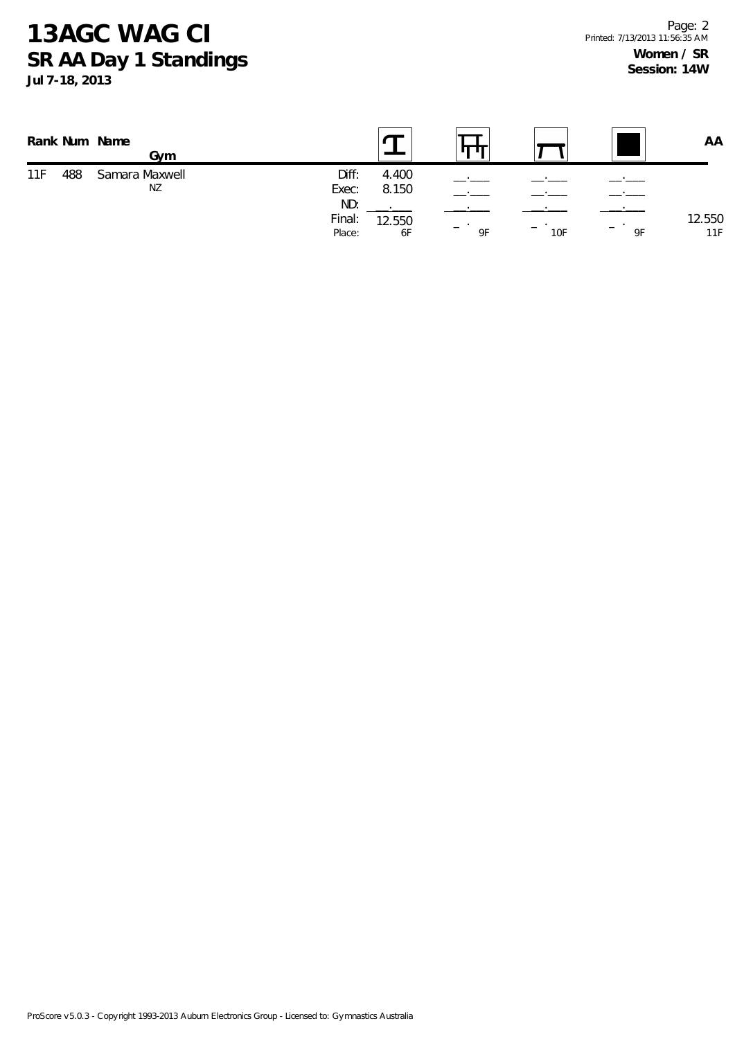# 13AGC WAG CI

## SR AA Day 1 Standings

**Jul 7-18, 2013**

Page: 2
Printed: 7/13/2013 11:56:35 AM

**Women / SR**
**Session: 14W**

| Rank | Num | Name / Gym | | Vault | Uneven Bars | Beam | Floor | AA |
|---|---|---|---|---|---|---|---|---|
| 11F | 488 | Samara Maxwell | Diff: | 4.400 | __.___ | __.___ | __.___ | |
| | | NZ | Exec: | 8.150 | __.___ | __.___ | __.___ | |
| | | | ND: | __.___ | __.___ | __.___ | __.___ | |
| | | | Final: | 12.550 | _ . | _ . | _ . | 12.550 |
| | | | Place: | 6F | 9F | 10F | 9F | 11F |

ProScore v5.0.3 - Copyright 1993-2013 Auburn Electronics Group - Licensed to: Gymnastics Australia